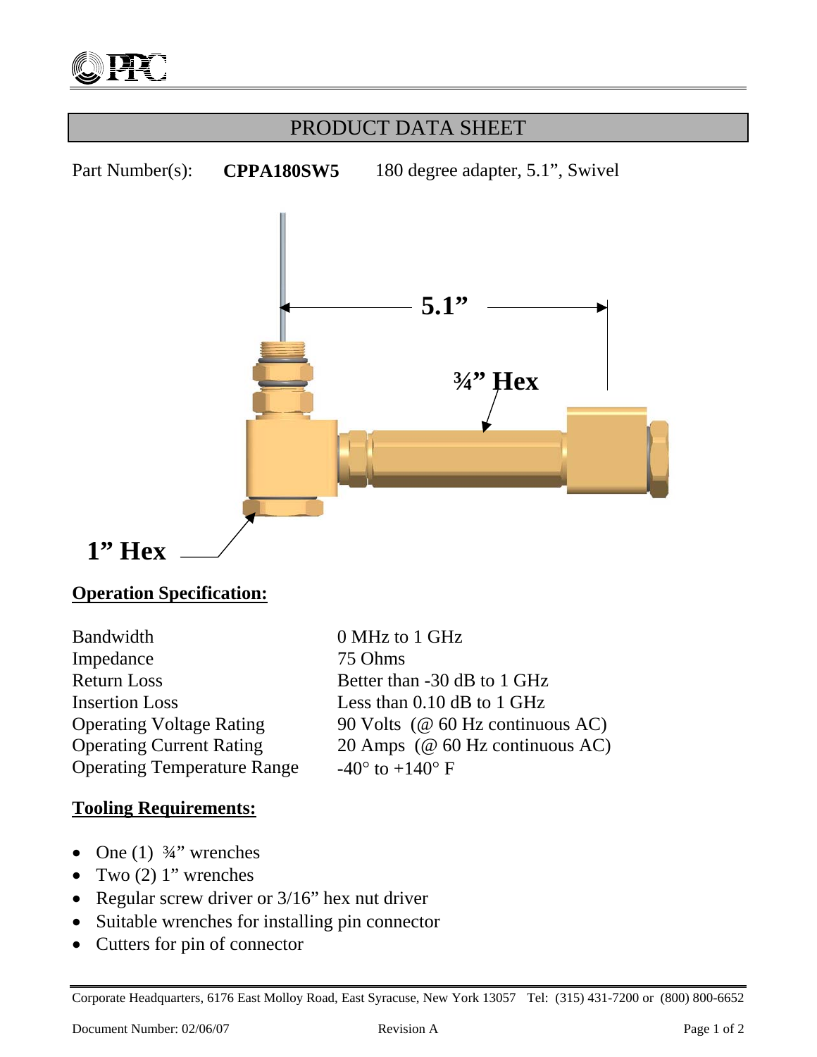# PRODUCT DATA SHEET

Part Number(s): **CPPA180SW5** 180 degree adapter, 5.1", Swivel

5.1"

¾" Hex

1" Hex

## Operation Specification:

| | |
|---|---|
| Bandwidth | 0 MHz to 1 GHz |
| Impedance | 75 Ohms |
| Return Loss | Better than -30 dB to 1 GHz |
| Insertion Loss | Less than 0.10 dB to 1 GHz |
| Operating Voltage Rating | 90 Volts (@ 60 Hz continuous AC) |
| Operating Current Rating | 20 Amps (@ 60 Hz continuous AC) |
| Operating Temperature Range | -40° to +140° F |

## Tooling Requirements:

- One (1) ¾" wrenches
- Two (2) 1" wrenches
- Regular screw driver or 3/16" hex nut driver
- Suitable wrenches for installing pin connector
- Cutters for pin of connector

Corporate Headquarters, 6176 East Molloy Road, East Syracuse, New York 13057 Tel: (315) 431-7200 or (800) 800-6652

Document Number: 02/06/07 Revision A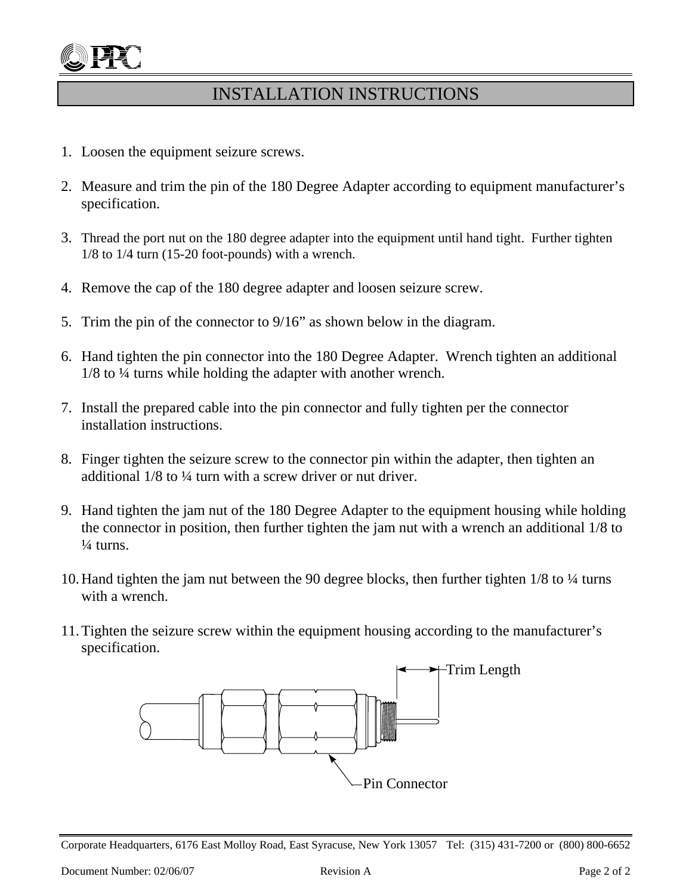# INSTALLATION INSTRUCTIONS

1. Loosen the equipment seizure screws.

2. Measure and trim the pin of the 180 Degree Adapter according to equipment manufacturer's specification.

3. Thread the port nut on the 180 degree adapter into the equipment until hand tight. Further tighten 1/8 to 1/4 turn (15-20 foot-pounds) with a wrench.

4. Remove the cap of the 180 degree adapter and loosen seizure screw.

5. Trim the pin of the connector to 9/16" as shown below in the diagram.

6. Hand tighten the pin connector into the 180 Degree Adapter. Wrench tighten an additional 1/8 to ¼ turns while holding the adapter with another wrench.

7. Install the prepared cable into the pin connector and fully tighten per the connector installation instructions.

8. Finger tighten the seizure screw to the connector pin within the adapter, then tighten an additional 1/8 to ¼ turn with a screw driver or nut driver.

9. Hand tighten the jam nut of the 180 Degree Adapter to the equipment housing while holding the connector in position, then further tighten the jam nut with a wrench an additional 1/8 to ¼ turns.

10. Hand tighten the jam nut between the 90 degree blocks, then further tighten 1/8 to ¼ turns with a wrench.

11. Tighten the seizure screw within the equipment housing according to the manufacturer's specification.

Trim Length

Pin Connector

Corporate Headquarters, 6176 East Molloy Road, East Syracuse, New York 13057 Tel: (315) 431-7200 or (800) 800-6652

Document Number: 02/06/07 Revision A